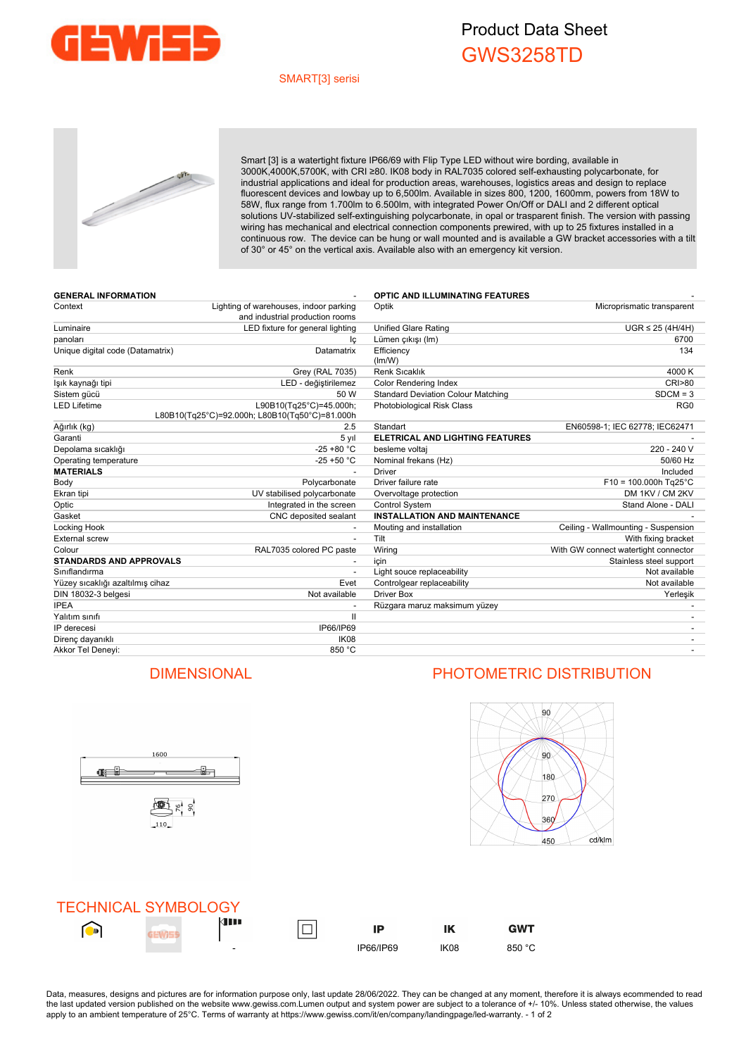# Product Data Sheet
## GWS3258TD

SMART[3] serisi

Smart [3] is a watertight fixture IP66/69 with Flip Type LED without wire bording, available in 3000K,4000K,5700K, with CRI ≥80. IK08 body in RAL7035 colored self-exhausting polycarbonate, for industrial applications and ideal for production areas, warehouses, logistics areas and design to replace fluorescent devices and lowbay up to 6,500lm. Available in sizes 800, 1200, 1600mm, powers from 18W to 58W, flux range from 1.700lm to 6.500lm, with integrated Power On/Off or DALI and 2 different optical solutions UV-stabilized self-extinguishing polycarbonate, in opal or trasparent finish. The version with passing wiring has mechanical and electrical connection components prewired, with up to 25 fixtures installed in a continuous row. The device can be hung or wall mounted and is available a GW bracket accessories with a tilt of 30° or 45° on the vertical axis. Available also with an emergency kit version.

| GENERAL INFORMATION | - |
|---|---|
| Context | Lighting of warehouses, indoor parking and industrial production rooms |
| Luminaire | LED fixture for general lighting |
| panoları | İç |
| Unique digital code (Datamatrix) | Datamatrix |
| Renk | Grey (RAL 7035) |
| Işık kaynağı tipi | LED - değiştirilemez |
| Sistem gücü | 50 W |
| LED Lifetime | L90B10(Tq25°C)=45.000h; L80B10(Tq25°C)=92.000h; L80B10(Tq50°C)=81.000h |
| Ağırlık (kg) | 2.5 |
| Garanti | 5 yıl |
| Depolama sıcaklığı | -25 +80 °C |
| Operating temperature | -25 +50 °C |
| **MATERIALS** | - |
| Body | Polycarbonate |
| Ekran tipi | UV stabilised polycarbonate |
| Optic | Integrated in the screen |
| Gasket | CNC deposited sealant |
| Locking Hook | - |
| External screw | - |
| Colour | RAL7035 colored PC paste |
| **STANDARDS AND APPROVALS** | - |
| Sınıflandırma | - |
| Yüzey sıcaklığı azaltılmış cihaz | Evet |
| DIN 18032-3 belgesi | Not available |
| IPEA | - |
| Yalıtım sınıfı | II |
| IP derecesi | IP66/IP69 |
| Direnç dayanıklı | IK08 |
| Akkor Tel Deneyi: | 850 °C |

| OPTIC AND ILLUMINATING FEATURES | - |
|---|---|
| Optik | Microprismatic transparent |
| Unified Glare Rating | UGR ≤ 25 (4H/4H) |
| Lümen çıkışı (lm) | 6700 |
| Efficiency (lm/W) | 134 |
| Renk Sıcaklık | 4000 K |
| Color Rendering Index | CRI>80 |
| Standard Deviation Colour Matching | SDCM = 3 |
| Photobiological Risk Class | RG0 |
| Standart | EN60598-1; IEC 62778; IEC62471 |
| **ELETRICAL AND LIGHTING FEATURES** | - |
| besleme voltaj | 220 - 240 V |
| Nominal frekans (Hz) | 50/60 Hz |
| Driver | Included |
| Driver failure rate | F10 = 100.000h Tq25°C |
| Overvoltage protection | DM 1KV / CM 2KV |
| Control System | Stand Alone - DALI |
| **INSTALLATION AND MAINTENANCE** | - |
| Mouting and installation | Ceiling - Wallmounting - Suspension |
| Tilt | With fixing bracket |
| Wiring | With GW connect watertight connector |
| için | Stainless steel support |
| Light souce replaceability | Not available |
| Controlgear replaceability | Not available |
| Driver Box | Yerleşik |
| Rüzgara maruz maksimum yüzey | - |
| | - |
| | - |
| | - |
| | - |

## DIMENSIONAL

1600

110 76 90

## PHOTOMETRIC DISTRIBUTION

90 90 180 270 360 450 cd/klm

## TECHNICAL SYMBOLOGY

| | | | | IP | IK | GWT |
|---|---|---|---|---|---|---|
| | | - | | IP66/IP69 | IK08 | 850 °C |

Data, measures, designs and pictures are for information purpose only, last update 28/06/2022. They can be changed at any moment, therefore it is always ecommended to read the last updated version published on the website www.gewiss.com.Lumen output and system power are subject to a tolerance of +/- 10%. Unless stated otherwise, the values apply to an ambient temperature of 25°C. Terms of warranty at https://www.gewiss.com/it/en/company/landingpage/led-warranty.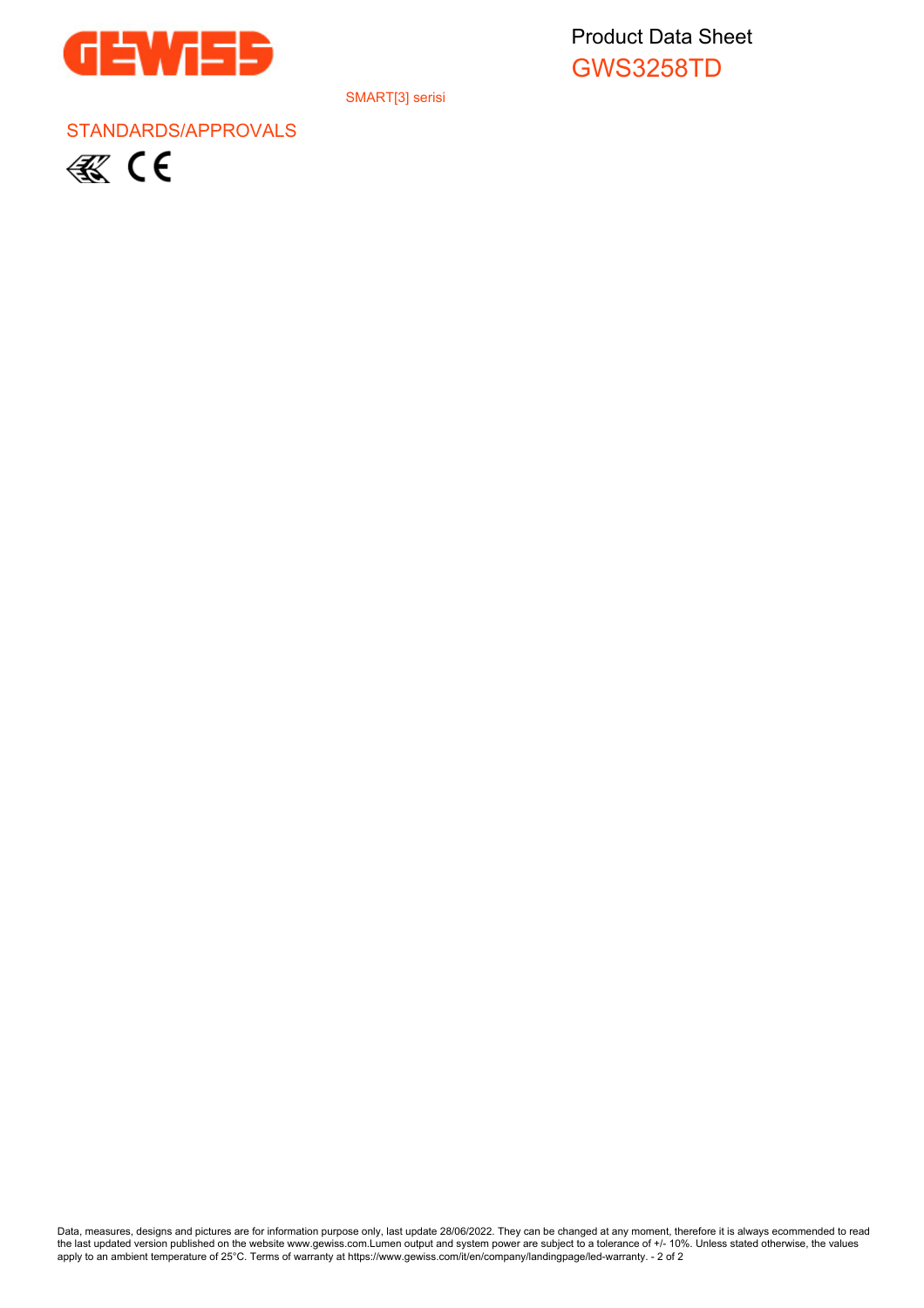Product Data Sheet

GWS3258TD

SMART[3] serisi

## STANDARDS/APPROVALS

Data, measures, designs and pictures are for information purpose only, last update 28/06/2022. They can be changed at any moment, therefore it is always ecommended to read the last updated version published on the website www.gewiss.com.Lumen output and system power are subject to a tolerance of +/- 10%. Unless stated otherwise, the values apply to an ambient temperature of 25°C. Terms of warranty at https://www.gewiss.com/it/en/company/landingpage/led-warranty.